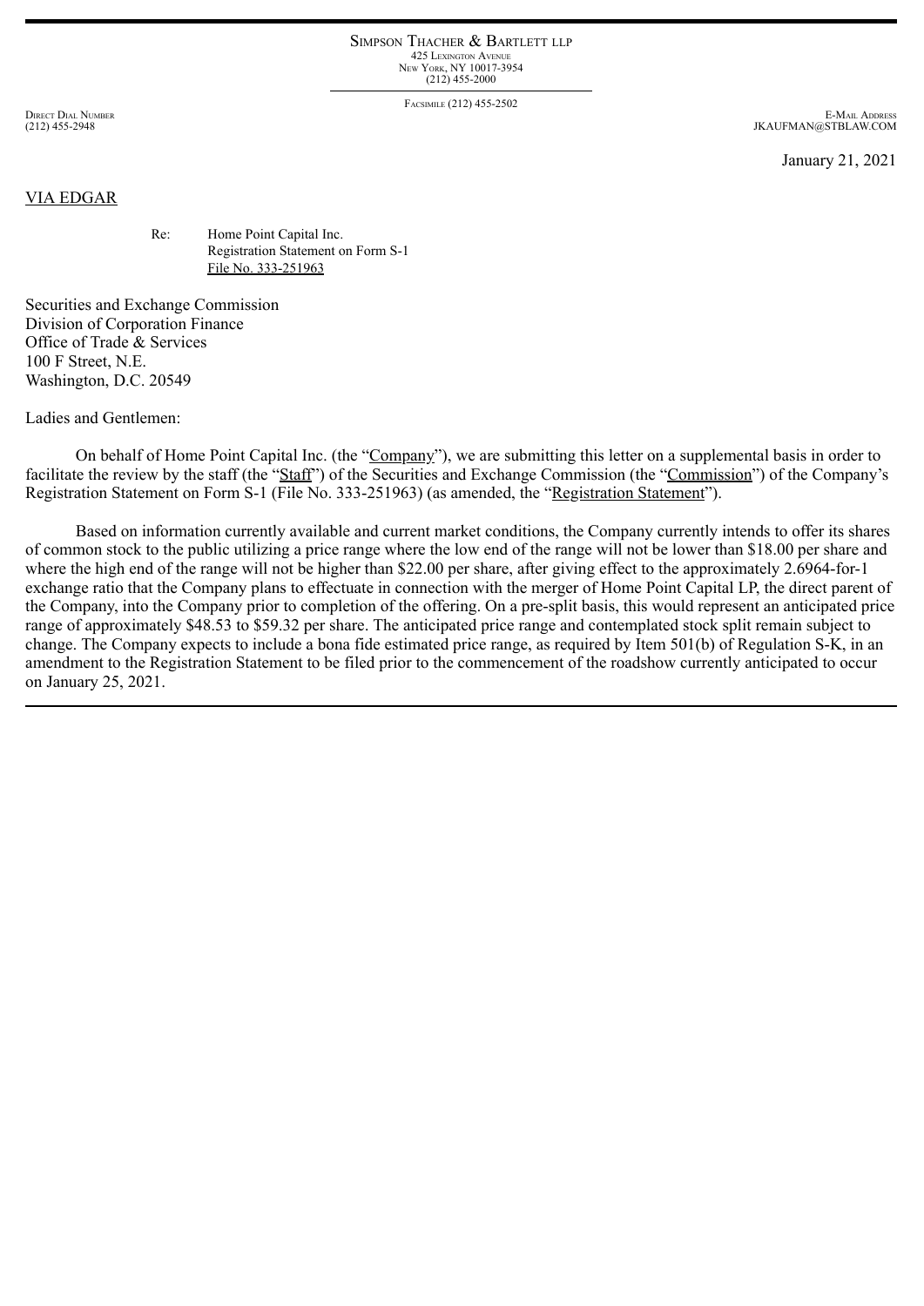SIMPSON THACHER & BARTLETT LLP
425 LEXINGTON AVENUE
NEW YORK, NY 10017-3954
(212) 455-2000

FACSIMILE (212) 455-2502

DIRECT DIAL NUMBER
(212) 455-2948

E-MAIL ADDRESS
JKAUFMAN@STBLAW.COM

January 21, 2021

VIA EDGAR

Re: Home Point Capital Inc.
Registration Statement on Form S-1
File No. 333-251963

Securities and Exchange Commission
Division of Corporation Finance
Office of Trade & Services
100 F Street, N.E.
Washington, D.C. 20549

Ladies and Gentlemen:

On behalf of Home Point Capital Inc. (the "Company"), we are submitting this letter on a supplemental basis in order to facilitate the review by the staff (the "Staff") of the Securities and Exchange Commission (the "Commission") of the Company's Registration Statement on Form S-1 (File No. 333-251963) (as amended, the "Registration Statement").

Based on information currently available and current market conditions, the Company currently intends to offer its shares of common stock to the public utilizing a price range where the low end of the range will not be lower than $18.00 per share and where the high end of the range will not be higher than $22.00 per share, after giving effect to the approximately 2.6964-for-1 exchange ratio that the Company plans to effectuate in connection with the merger of Home Point Capital LP, the direct parent of the Company, into the Company prior to completion of the offering. On a pre-split basis, this would represent an anticipated price range of approximately $48.53 to $59.32 per share. The anticipated price range and contemplated stock split remain subject to change. The Company expects to include a bona fide estimated price range, as required by Item 501(b) of Regulation S-K, in an amendment to the Registration Statement to be filed prior to the commencement of the roadshow currently anticipated to occur on January 25, 2021.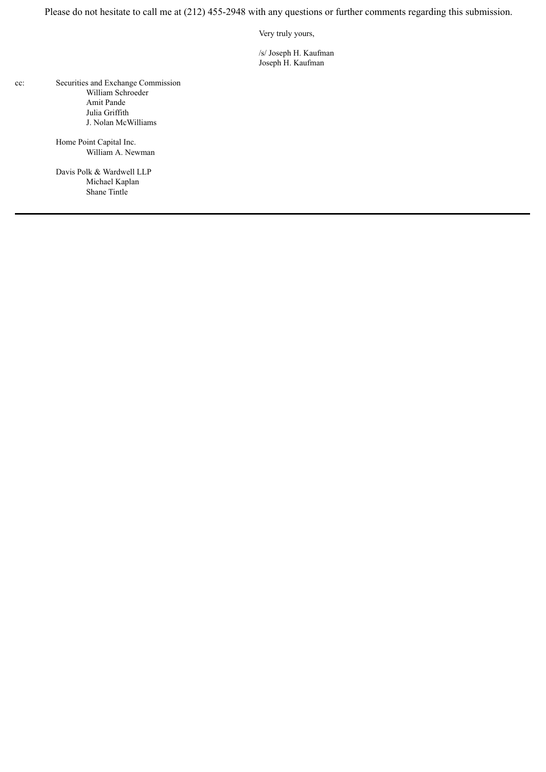Please do not hesitate to call me at (212) 455-2948 with any questions or further comments regarding this submission.

Very truly yours,

/s/ Joseph H. Kaufman
Joseph H. Kaufman

cc: Securities and Exchange Commission
William Schroeder
Amit Pande
Julia Griffith
J. Nolan McWilliams

Home Point Capital Inc.
William A. Newman

Davis Polk & Wardwell LLP
Michael Kaplan
Shane Tintle